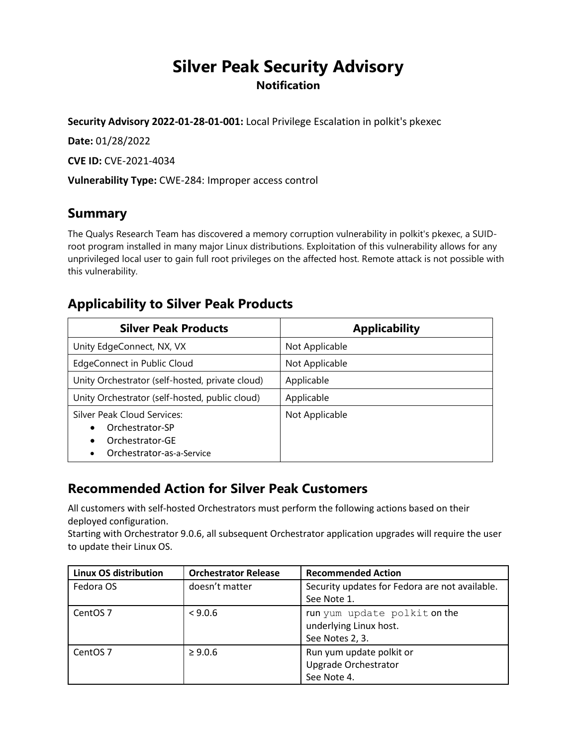# Silver Peak Security Advisory

**Notification**

**Security Advisory 2022-01-28-01-001:** Local Privilege Escalation in polkit's pkexec

**Date:** 01/28/2022

**CVE ID:** CVE-2021-4034

**Vulnerability Type:** CWE-284: Improper access control

## Summary

The Qualys Research Team has discovered a memory corruption vulnerability in polkit's pkexec, a SUID-root program installed in many major Linux distributions. Exploitation of this vulnerability allows for any unprivileged local user to gain full root privileges on the affected host. Remote attack is not possible with this vulnerability.

## Applicability to Silver Peak Products

| Silver Peak Products | Applicability |
|---|---|
| Unity EdgeConnect, NX, VX | Not Applicable |
| EdgeConnect in Public Cloud | Not Applicable |
| Unity Orchestrator (self-hosted, private cloud) | Applicable |
| Unity Orchestrator (self-hosted, public cloud) | Applicable |
| Silver Peak Cloud Services:<br>• Orchestrator-SP<br>• Orchestrator-GE<br>• Orchestrator-as-a-Service | Not Applicable |

## Recommended Action for Silver Peak Customers

All customers with self-hosted Orchestrators must perform the following actions based on their deployed configuration.
Starting with Orchestrator 9.0.6, all subsequent Orchestrator application upgrades will require the user to update their Linux OS.

| Linux OS distribution | Orchestrator Release | Recommended Action |
|---|---|---|
| Fedora OS | doesn't matter | Security updates for Fedora are not available. See Note 1. |
| CentOS 7 | < 9.0.6 | run `yum update polkit` on the underlying Linux host. See Notes 2, 3. |
| CentOS 7 | ≥ 9.0.6 | Run yum update polkit or Upgrade Orchestrator See Note 4. |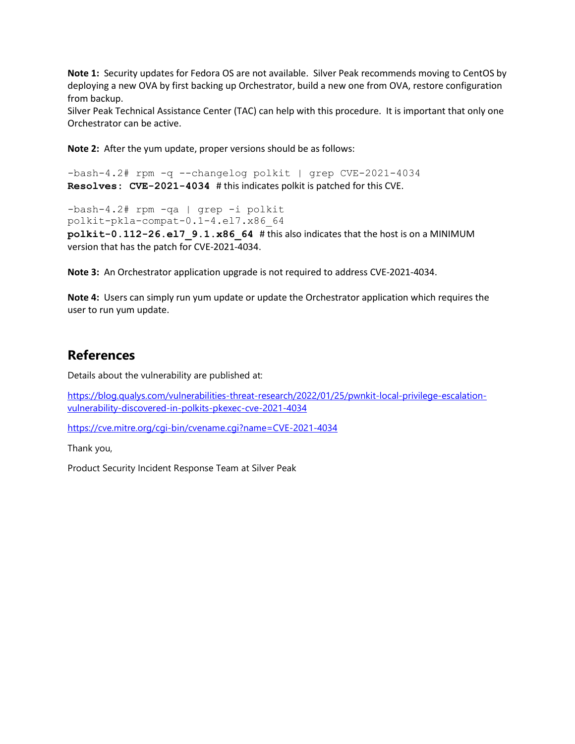**Note 1:** Security updates for Fedora OS are not available. Silver Peak recommends moving to CentOS by deploying a new OVA by first backing up Orchestrator, build a new one from OVA, restore configuration from backup.
Silver Peak Technical Assistance Center (TAC) can help with this procedure. It is important that only one Orchestrator can be active.

**Note 2:** After the yum update, proper versions should be as follows:

```
-bash-4.2# rpm -q --changelog polkit | grep CVE-2021-4034
Resolves: CVE-2021-4034  # this indicates polkit is patched for this CVE.
```

```
-bash-4.2# rpm -qa | grep -i polkit
polkit-pkla-compat-0.1-4.el7.x86_64
polkit-0.112-26.el7_9.1.x86_64  # this also indicates that the host is on a MINIMUM version that has the patch for CVE-2021-4034.
```

**Note 3:** An Orchestrator application upgrade is not required to address CVE-2021-4034.

**Note 4:** Users can simply run yum update or update the Orchestrator application which requires the user to run yum update.

## References

Details about the vulnerability are published at:

https://blog.qualys.com/vulnerabilities-threat-research/2022/01/25/pwnkit-local-privilege-escalation-vulnerability-discovered-in-polkits-pkexec-cve-2021-4034

https://cve.mitre.org/cgi-bin/cvename.cgi?name=CVE-2021-4034

Thank you,

Product Security Incident Response Team at Silver Peak